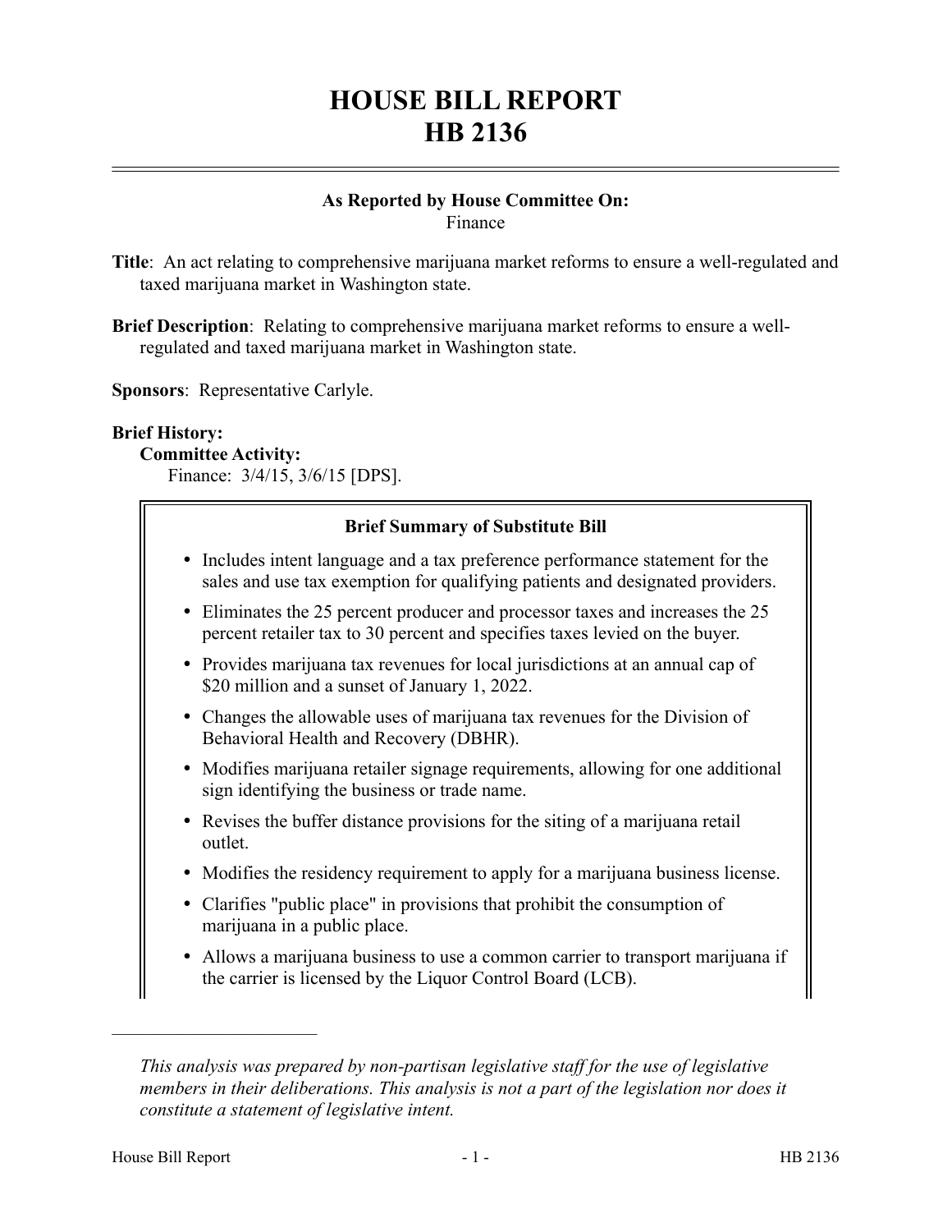# HOUSE BILL REPORT
# HB 2136

**As Reported by House Committee On:**
Finance

**Title**: An act relating to comprehensive marijuana market reforms to ensure a well-regulated and taxed marijuana market in Washington state.

**Brief Description**: Relating to comprehensive marijuana market reforms to ensure a well-regulated and taxed marijuana market in Washington state.

**Sponsors**: Representative Carlyle.

**Brief History:**

**Committee Activity:**

Finance: 3/4/15, 3/6/15 [DPS].

**Brief Summary of Substitute Bill**

- Includes intent language and a tax preference performance statement for the sales and use tax exemption for qualifying patients and designated providers.
- Eliminates the 25 percent producer and processor taxes and increases the 25 percent retailer tax to 30 percent and specifies taxes levied on the buyer.
- Provides marijuana tax revenues for local jurisdictions at an annual cap of \$20 million and a sunset of January 1, 2022.
- Changes the allowable uses of marijuana tax revenues for the Division of Behavioral Health and Recovery (DBHR).
- Modifies marijuana retailer signage requirements, allowing for one additional sign identifying the business or trade name.
- Revises the buffer distance provisions for the siting of a marijuana retail outlet.
- Modifies the residency requirement to apply for a marijuana business license.
- Clarifies "public place" in provisions that prohibit the consumption of marijuana in a public place.
- Allows a marijuana business to use a common carrier to transport marijuana if the carrier is licensed by the Liquor Control Board (LCB).

---

*This analysis was prepared by non-partisan legislative staff for the use of legislative members in their deliberations. This analysis is not a part of the legislation nor does it constitute a statement of legislative intent.*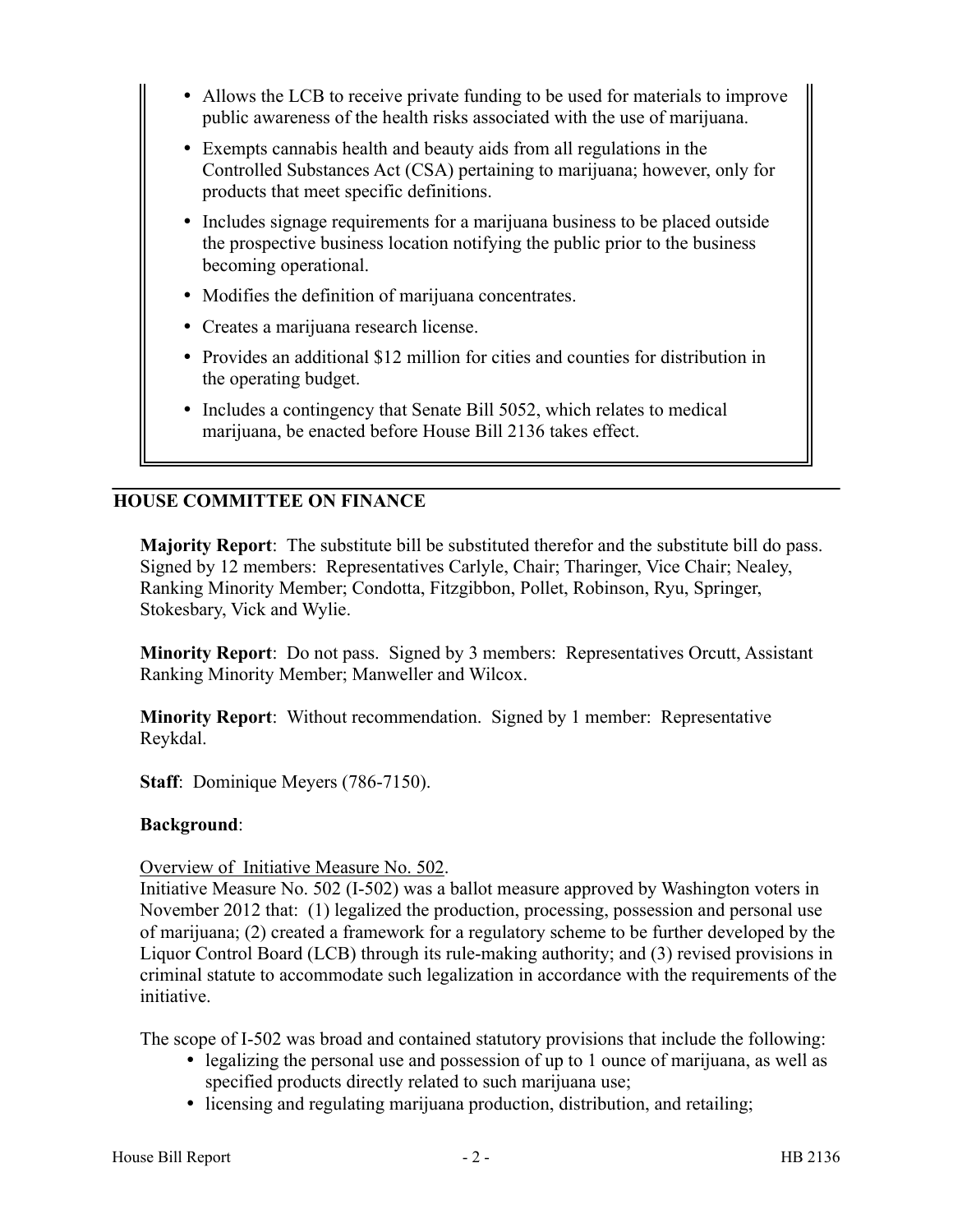- Allows the LCB to receive private funding to be used for materials to improve public awareness of the health risks associated with the use of marijuana.
- Exempts cannabis health and beauty aids from all regulations in the Controlled Substances Act (CSA) pertaining to marijuana; however, only for products that meet specific definitions.
- Includes signage requirements for a marijuana business to be placed outside the prospective business location notifying the public prior to the business becoming operational.
- Modifies the definition of marijuana concentrates.
- Creates a marijuana research license.
- Provides an additional $12 million for cities and counties for distribution in the operating budget.
- Includes a contingency that Senate Bill 5052, which relates to medical marijuana, be enacted before House Bill 2136 takes effect.

## HOUSE COMMITTEE ON FINANCE

**Majority Report**: The substitute bill be substituted therefor and the substitute bill do pass. Signed by 12 members: Representatives Carlyle, Chair; Tharinger, Vice Chair; Nealey, Ranking Minority Member; Condotta, Fitzgibbon, Pollet, Robinson, Ryu, Springer, Stokesbary, Vick and Wylie.

**Minority Report**: Do not pass. Signed by 3 members: Representatives Orcutt, Assistant Ranking Minority Member; Manweller and Wilcox.

**Minority Report**: Without recommendation. Signed by 1 member: Representative Reykdal.

**Staff**: Dominique Meyers (786-7150).

**Background**:

Overview of Initiative Measure No. 502.

Initiative Measure No. 502 (I-502) was a ballot measure approved by Washington voters in November 2012 that: (1) legalized the production, processing, possession and personal use of marijuana; (2) created a framework for a regulatory scheme to be further developed by the Liquor Control Board (LCB) through its rule-making authority; and (3) revised provisions in criminal statute to accommodate such legalization in accordance with the requirements of the initiative.

The scope of I-502 was broad and contained statutory provisions that include the following:

- legalizing the personal use and possession of up to 1 ounce of marijuana, as well as specified products directly related to such marijuana use;
- licensing and regulating marijuana production, distribution, and retailing;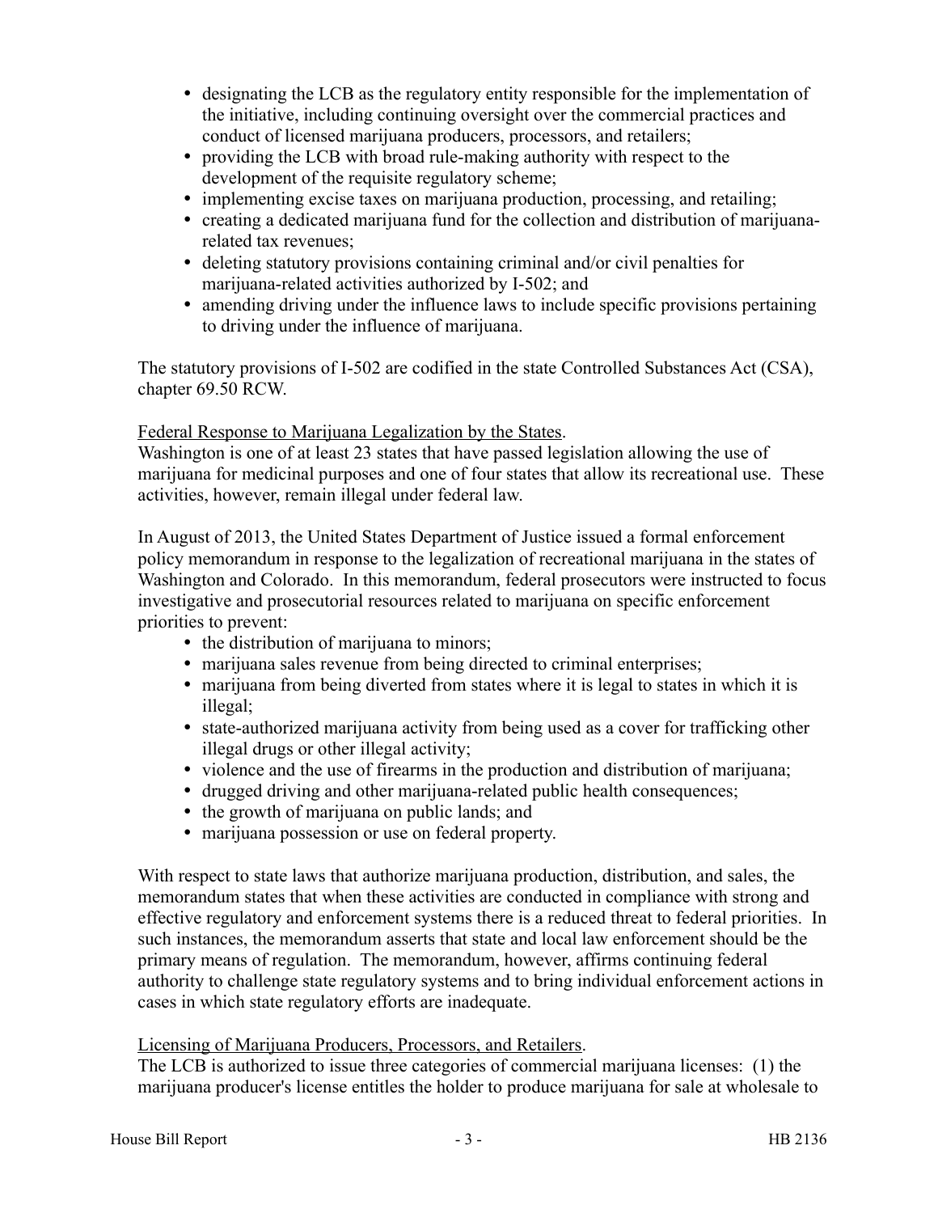- designating the LCB as the regulatory entity responsible for the implementation of the initiative, including continuing oversight over the commercial practices and conduct of licensed marijuana producers, processors, and retailers;
- providing the LCB with broad rule-making authority with respect to the development of the requisite regulatory scheme;
- implementing excise taxes on marijuana production, processing, and retailing;
- creating a dedicated marijuana fund for the collection and distribution of marijuana-related tax revenues;
- deleting statutory provisions containing criminal and/or civil penalties for marijuana-related activities authorized by I-502; and
- amending driving under the influence laws to include specific provisions pertaining to driving under the influence of marijuana.

The statutory provisions of I-502 are codified in the state Controlled Substances Act (CSA), chapter 69.50 RCW.

Federal Response to Marijuana Legalization by the States.
Washington is one of at least 23 states that have passed legislation allowing the use of marijuana for medicinal purposes and one of four states that allow its recreational use. These activities, however, remain illegal under federal law.

In August of 2013, the United States Department of Justice issued a formal enforcement policy memorandum in response to the legalization of recreational marijuana in the states of Washington and Colorado. In this memorandum, federal prosecutors were instructed to focus investigative and prosecutorial resources related to marijuana on specific enforcement priorities to prevent:

- the distribution of marijuana to minors;
- marijuana sales revenue from being directed to criminal enterprises;
- marijuana from being diverted from states where it is legal to states in which it is illegal;
- state-authorized marijuana activity from being used as a cover for trafficking other illegal drugs or other illegal activity;
- violence and the use of firearms in the production and distribution of marijuana;
- drugged driving and other marijuana-related public health consequences;
- the growth of marijuana on public lands; and
- marijuana possession or use on federal property.

With respect to state laws that authorize marijuana production, distribution, and sales, the memorandum states that when these activities are conducted in compliance with strong and effective regulatory and enforcement systems there is a reduced threat to federal priorities. In such instances, the memorandum asserts that state and local law enforcement should be the primary means of regulation. The memorandum, however, affirms continuing federal authority to challenge state regulatory systems and to bring individual enforcement actions in cases in which state regulatory efforts are inadequate.

Licensing of Marijuana Producers, Processors, and Retailers.
The LCB is authorized to issue three categories of commercial marijuana licenses: (1) the marijuana producer's license entitles the holder to produce marijuana for sale at wholesale to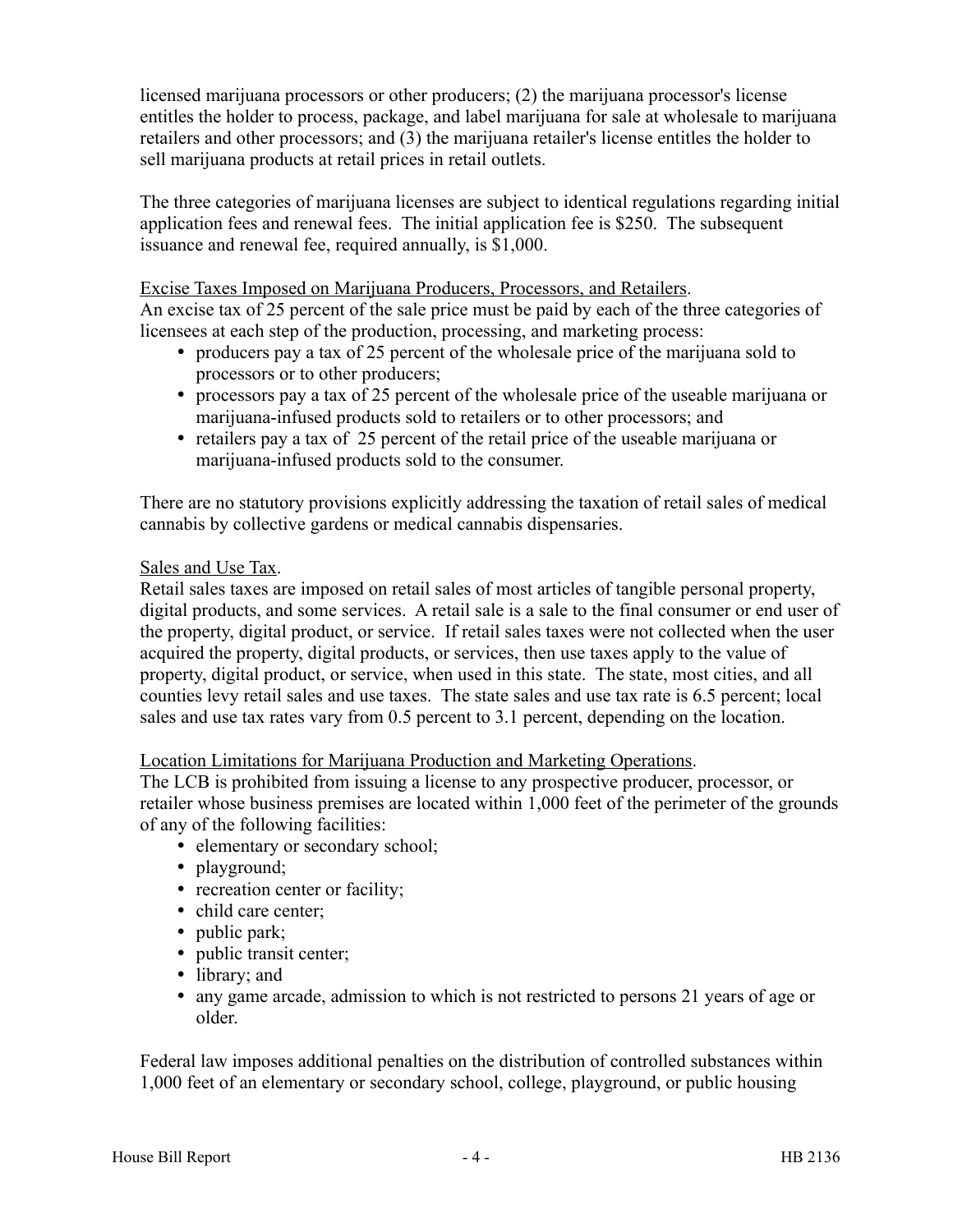licensed marijuana processors or other producers; (2) the marijuana processor's license entitles the holder to process, package, and label marijuana for sale at wholesale to marijuana retailers and other processors; and (3) the marijuana retailer's license entitles the holder to sell marijuana products at retail prices in retail outlets.

The three categories of marijuana licenses are subject to identical regulations regarding initial application fees and renewal fees. The initial application fee is $250. The subsequent issuance and renewal fee, required annually, is $1,000.

<u>Excise Taxes Imposed on Marijuana Producers, Processors, and Retailers</u>.
An excise tax of 25 percent of the sale price must be paid by each of the three categories of licensees at each step of the production, processing, and marketing process:

- producers pay a tax of 25 percent of the wholesale price of the marijuana sold to processors or to other producers;
- processors pay a tax of 25 percent of the wholesale price of the useable marijuana or marijuana-infused products sold to retailers or to other processors; and
- retailers pay a tax of 25 percent of the retail price of the useable marijuana or marijuana-infused products sold to the consumer.

There are no statutory provisions explicitly addressing the taxation of retail sales of medical cannabis by collective gardens or medical cannabis dispensaries.

<u>Sales and Use Tax</u>.
Retail sales taxes are imposed on retail sales of most articles of tangible personal property, digital products, and some services. A retail sale is a sale to the final consumer or end user of the property, digital product, or service. If retail sales taxes were not collected when the user acquired the property, digital products, or services, then use taxes apply to the value of property, digital product, or service, when used in this state. The state, most cities, and all counties levy retail sales and use taxes. The state sales and use tax rate is 6.5 percent; local sales and use tax rates vary from 0.5 percent to 3.1 percent, depending on the location.

<u>Location Limitations for Marijuana Production and Marketing Operations</u>.
The LCB is prohibited from issuing a license to any prospective producer, processor, or retailer whose business premises are located within 1,000 feet of the perimeter of the grounds of any of the following facilities:

- elementary or secondary school;
- playground;
- recreation center or facility;
- child care center;
- public park;
- public transit center;
- library; and
- any game arcade, admission to which is not restricted to persons 21 years of age or older.

Federal law imposes additional penalties on the distribution of controlled substances within 1,000 feet of an elementary or secondary school, college, playground, or public housing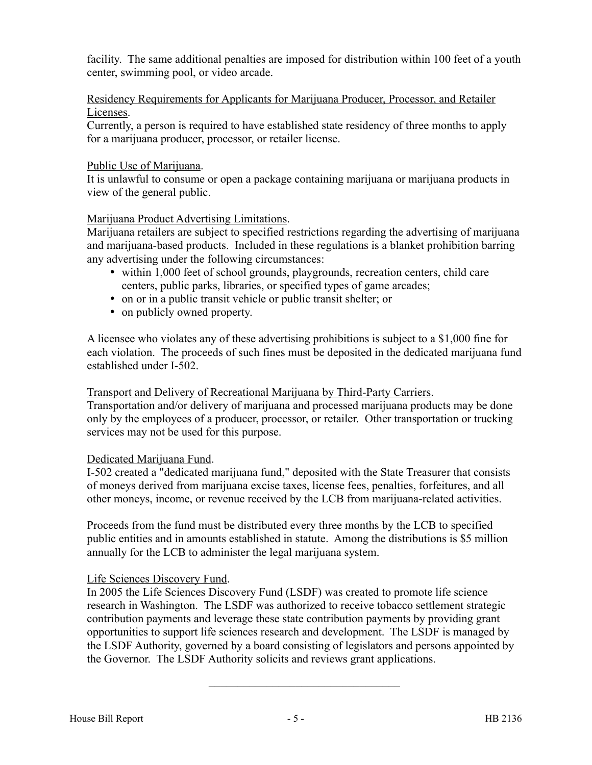facility. The same additional penalties are imposed for distribution within 100 feet of a youth center, swimming pool, or video arcade.

Residency Requirements for Applicants for Marijuana Producer, Processor, and Retailer Licenses.

Currently, a person is required to have established state residency of three months to apply for a marijuana producer, processor, or retailer license.

Public Use of Marijuana.

It is unlawful to consume or open a package containing marijuana or marijuana products in view of the general public.

Marijuana Product Advertising Limitations.

Marijuana retailers are subject to specified restrictions regarding the advertising of marijuana and marijuana-based products. Included in these regulations is a blanket prohibition barring any advertising under the following circumstances:

- within 1,000 feet of school grounds, playgrounds, recreation centers, child care centers, public parks, libraries, or specified types of game arcades;
- on or in a public transit vehicle or public transit shelter; or
- on publicly owned property.

A licensee who violates any of these advertising prohibitions is subject to a $1,000 fine for each violation. The proceeds of such fines must be deposited in the dedicated marijuana fund established under I-502.

Transport and Delivery of Recreational Marijuana by Third-Party Carriers.

Transportation and/or delivery of marijuana and processed marijuana products may be done only by the employees of a producer, processor, or retailer. Other transportation or trucking services may not be used for this purpose.

Dedicated Marijuana Fund.

I-502 created a "dedicated marijuana fund," deposited with the State Treasurer that consists of moneys derived from marijuana excise taxes, license fees, penalties, forfeitures, and all other moneys, income, or revenue received by the LCB from marijuana-related activities.

Proceeds from the fund must be distributed every three months by the LCB to specified public entities and in amounts established in statute. Among the distributions is $5 million annually for the LCB to administer the legal marijuana system.

Life Sciences Discovery Fund.

In 2005 the Life Sciences Discovery Fund (LSDF) was created to promote life science research in Washington. The LSDF was authorized to receive tobacco settlement strategic contribution payments and leverage these state contribution payments by providing grant opportunities to support life sciences research and development. The LSDF is managed by the LSDF Authority, governed by a board consisting of legislators and persons appointed by the Governor. The LSDF Authority solicits and reviews grant applications.

---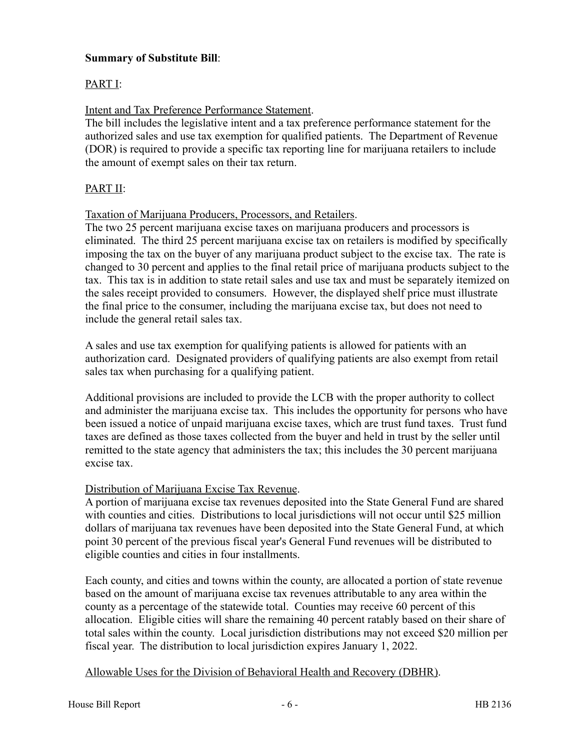**Summary of Substitute Bill**:

PART I:

Intent and Tax Preference Performance Statement.

The bill includes the legislative intent and a tax preference performance statement for the authorized sales and use tax exemption for qualified patients. The Department of Revenue (DOR) is required to provide a specific tax reporting line for marijuana retailers to include the amount of exempt sales on their tax return.

PART II:

Taxation of Marijuana Producers, Processors, and Retailers.

The two 25 percent marijuana excise taxes on marijuana producers and processors is eliminated. The third 25 percent marijuana excise tax on retailers is modified by specifically imposing the tax on the buyer of any marijuana product subject to the excise tax. The rate is changed to 30 percent and applies to the final retail price of marijuana products subject to the tax. This tax is in addition to state retail sales and use tax and must be separately itemized on the sales receipt provided to consumers. However, the displayed shelf price must illustrate the final price to the consumer, including the marijuana excise tax, but does not need to include the general retail sales tax.

A sales and use tax exemption for qualifying patients is allowed for patients with an authorization card. Designated providers of qualifying patients are also exempt from retail sales tax when purchasing for a qualifying patient.

Additional provisions are included to provide the LCB with the proper authority to collect and administer the marijuana excise tax. This includes the opportunity for persons who have been issued a notice of unpaid marijuana excise taxes, which are trust fund taxes. Trust fund taxes are defined as those taxes collected from the buyer and held in trust by the seller until remitted to the state agency that administers the tax; this includes the 30 percent marijuana excise tax.

Distribution of Marijuana Excise Tax Revenue.

A portion of marijuana excise tax revenues deposited into the State General Fund are shared with counties and cities. Distributions to local jurisdictions will not occur until $25 million dollars of marijuana tax revenues have been deposited into the State General Fund, at which point 30 percent of the previous fiscal year's General Fund revenues will be distributed to eligible counties and cities in four installments.

Each county, and cities and towns within the county, are allocated a portion of state revenue based on the amount of marijuana excise tax revenues attributable to any area within the county as a percentage of the statewide total. Counties may receive 60 percent of this allocation. Eligible cities will share the remaining 40 percent ratably based on their share of total sales within the county. Local jurisdiction distributions may not exceed $20 million per fiscal year. The distribution to local jurisdiction expires January 1, 2022.

Allowable Uses for the Division of Behavioral Health and Recovery (DBHR).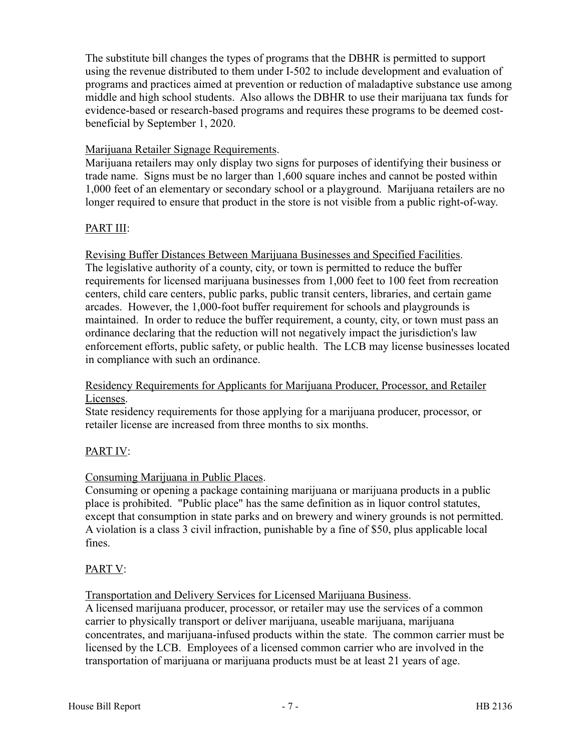The substitute bill changes the types of programs that the DBHR is permitted to support using the revenue distributed to them under I-502 to include development and evaluation of programs and practices aimed at prevention or reduction of maladaptive substance use among middle and high school students. Also allows the DBHR to use their marijuana tax funds for evidence-based or research-based programs and requires these programs to be deemed cost-beneficial by September 1, 2020.

Marijuana Retailer Signage Requirements.
Marijuana retailers may only display two signs for purposes of identifying their business or trade name. Signs must be no larger than 1,600 square inches and cannot be posted within 1,000 feet of an elementary or secondary school or a playground. Marijuana retailers are no longer required to ensure that product in the store is not visible from a public right-of-way.

PART III:

Revising Buffer Distances Between Marijuana Businesses and Specified Facilities.
The legislative authority of a county, city, or town is permitted to reduce the buffer requirements for licensed marijuana businesses from 1,000 feet to 100 feet from recreation centers, child care centers, public parks, public transit centers, libraries, and certain game arcades. However, the 1,000-foot buffer requirement for schools and playgrounds is maintained. In order to reduce the buffer requirement, a county, city, or town must pass an ordinance declaring that the reduction will not negatively impact the jurisdiction's law enforcement efforts, public safety, or public health. The LCB may license businesses located in compliance with such an ordinance.

Residency Requirements for Applicants for Marijuana Producer, Processor, and Retailer Licenses.
State residency requirements for those applying for a marijuana producer, processor, or retailer license are increased from three months to six months.

PART IV:

Consuming Marijuana in Public Places.
Consuming or opening a package containing marijuana or marijuana products in a public place is prohibited. "Public place" has the same definition as in liquor control statutes, except that consumption in state parks and on brewery and winery grounds is not permitted. A violation is a class 3 civil infraction, punishable by a fine of $50, plus applicable local fines.

PART V:

Transportation and Delivery Services for Licensed Marijuana Business.
A licensed marijuana producer, processor, or retailer may use the services of a common carrier to physically transport or deliver marijuana, useable marijuana, marijuana concentrates, and marijuana-infused products within the state. The common carrier must be licensed by the LCB. Employees of a licensed common carrier who are involved in the transportation of marijuana or marijuana products must be at least 21 years of age.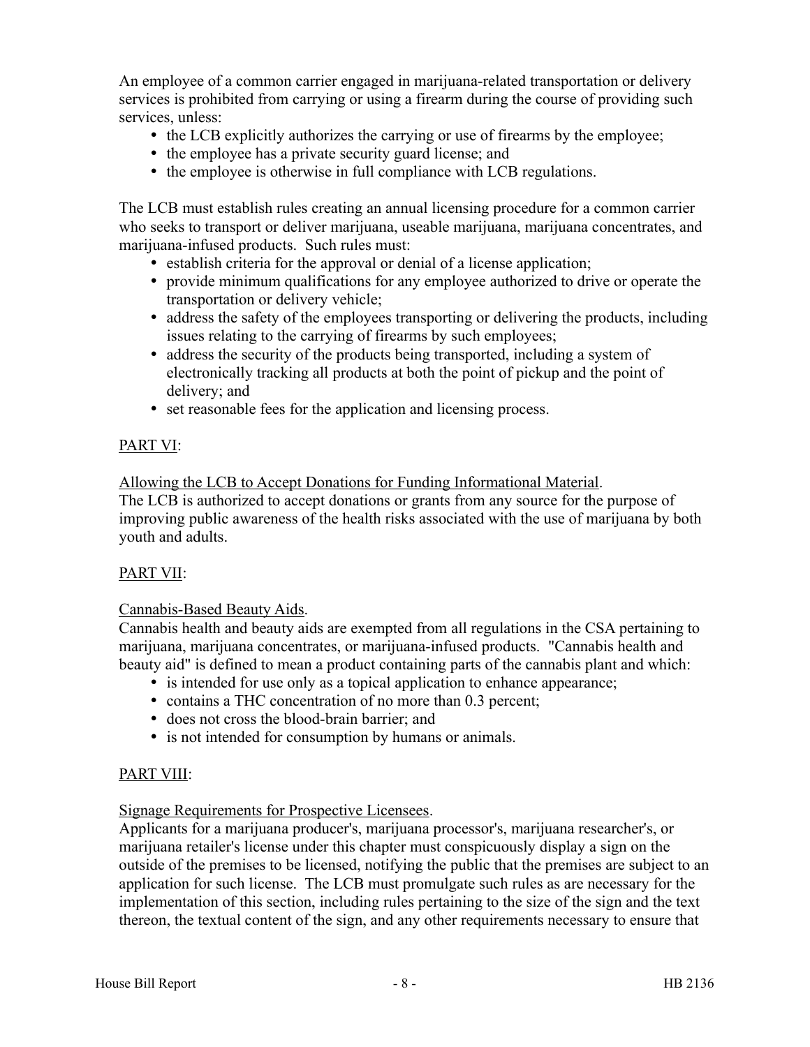An employee of a common carrier engaged in marijuana-related transportation or delivery services is prohibited from carrying or using a firearm during the course of providing such services, unless:

- the LCB explicitly authorizes the carrying or use of firearms by the employee;
- the employee has a private security guard license; and
- the employee is otherwise in full compliance with LCB regulations.

The LCB must establish rules creating an annual licensing procedure for a common carrier who seeks to transport or deliver marijuana, useable marijuana, marijuana concentrates, and marijuana-infused products. Such rules must:

- establish criteria for the approval or denial of a license application;
- provide minimum qualifications for any employee authorized to drive or operate the transportation or delivery vehicle;
- address the safety of the employees transporting or delivering the products, including issues relating to the carrying of firearms by such employees;
- address the security of the products being transported, including a system of electronically tracking all products at both the point of pickup and the point of delivery; and
- set reasonable fees for the application and licensing process.

<u>PART VI</u>:

<u>Allowing the LCB to Accept Donations for Funding Informational Material</u>.
The LCB is authorized to accept donations or grants from any source for the purpose of improving public awareness of the health risks associated with the use of marijuana by both youth and adults.

<u>PART VII</u>:

<u>Cannabis-Based Beauty Aids</u>.
Cannabis health and beauty aids are exempted from all regulations in the CSA pertaining to marijuana, marijuana concentrates, or marijuana-infused products. "Cannabis health and beauty aid" is defined to mean a product containing parts of the cannabis plant and which:

- is intended for use only as a topical application to enhance appearance;
- contains a THC concentration of no more than 0.3 percent;
- does not cross the blood-brain barrier; and
- is not intended for consumption by humans or animals.

<u>PART VIII</u>:

<u>Signage Requirements for Prospective Licensees</u>.
Applicants for a marijuana producer's, marijuana processor's, marijuana researcher's, or marijuana retailer's license under this chapter must conspicuously display a sign on the outside of the premises to be licensed, notifying the public that the premises are subject to an application for such license. The LCB must promulgate such rules as are necessary for the implementation of this section, including rules pertaining to the size of the sign and the text thereon, the textual content of the sign, and any other requirements necessary to ensure that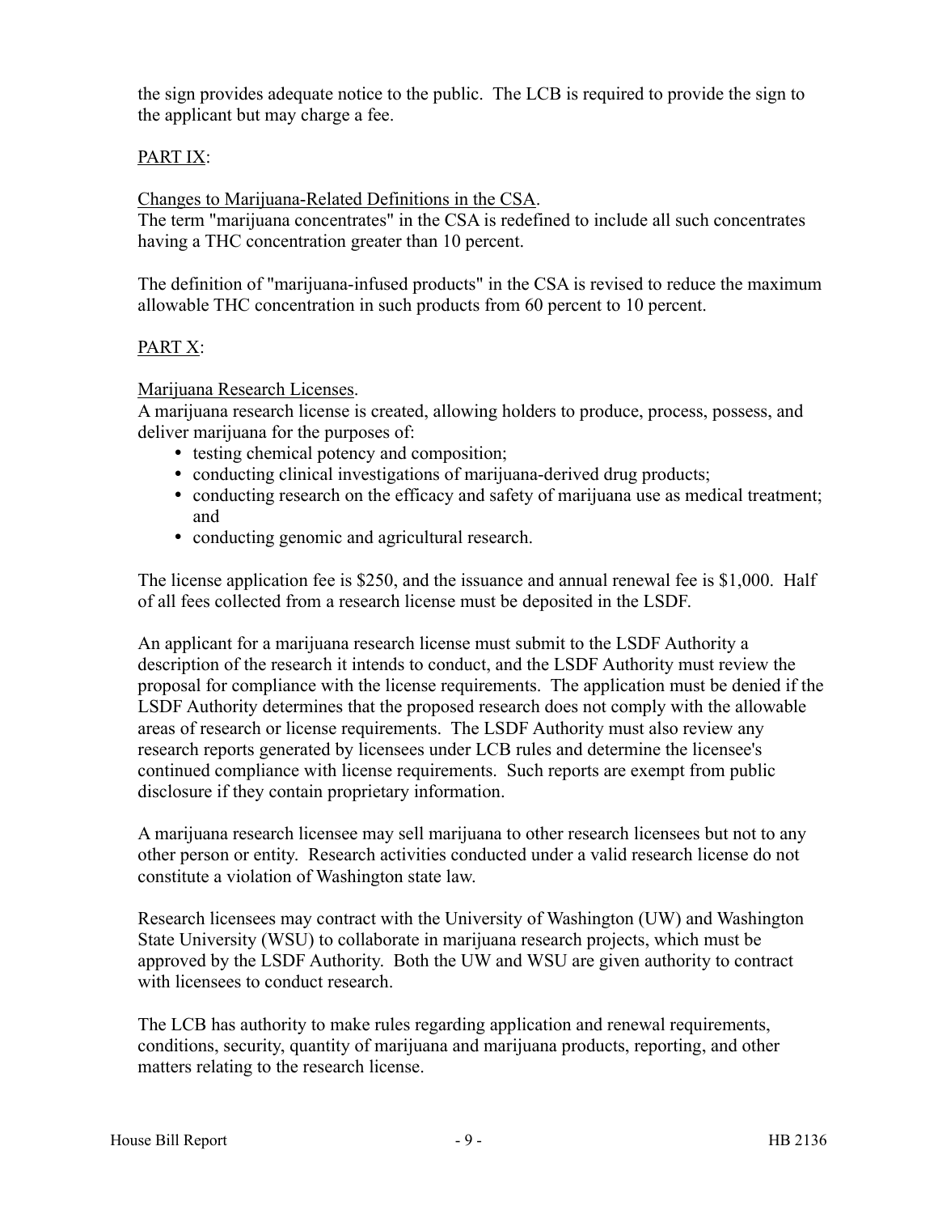the sign provides adequate notice to the public. The LCB is required to provide the sign to the applicant but may charge a fee.

PART IX:

Changes to Marijuana-Related Definitions in the CSA.

The term "marijuana concentrates" in the CSA is redefined to include all such concentrates having a THC concentration greater than 10 percent.

The definition of "marijuana-infused products" in the CSA is revised to reduce the maximum allowable THC concentration in such products from 60 percent to 10 percent.

PART X:

Marijuana Research Licenses.

A marijuana research license is created, allowing holders to produce, process, possess, and deliver marijuana for the purposes of:

- testing chemical potency and composition;
- conducting clinical investigations of marijuana-derived drug products;
- conducting research on the efficacy and safety of marijuana use as medical treatment; and
- conducting genomic and agricultural research.

The license application fee is $250, and the issuance and annual renewal fee is $1,000. Half of all fees collected from a research license must be deposited in the LSDF.

An applicant for a marijuana research license must submit to the LSDF Authority a description of the research it intends to conduct, and the LSDF Authority must review the proposal for compliance with the license requirements. The application must be denied if the LSDF Authority determines that the proposed research does not comply with the allowable areas of research or license requirements. The LSDF Authority must also review any research reports generated by licensees under LCB rules and determine the licensee's continued compliance with license requirements. Such reports are exempt from public disclosure if they contain proprietary information.

A marijuana research licensee may sell marijuana to other research licensees but not to any other person or entity. Research activities conducted under a valid research license do not constitute a violation of Washington state law.

Research licensees may contract with the University of Washington (UW) and Washington State University (WSU) to collaborate in marijuana research projects, which must be approved by the LSDF Authority. Both the UW and WSU are given authority to contract with licensees to conduct research.

The LCB has authority to make rules regarding application and renewal requirements, conditions, security, quantity of marijuana and marijuana products, reporting, and other matters relating to the research license.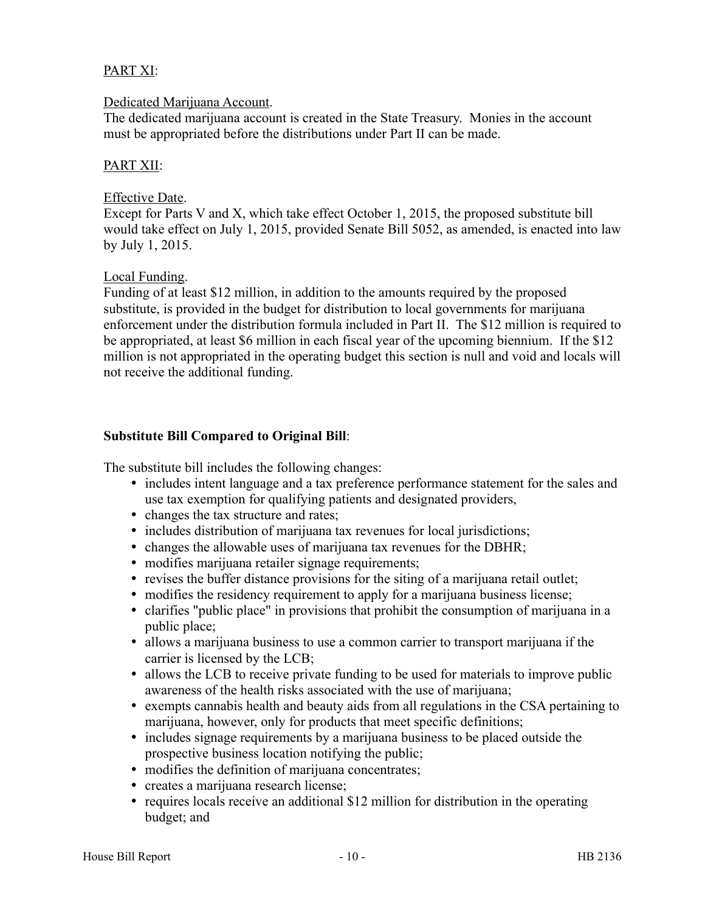PART XI:

Dedicated Marijuana Account.
The dedicated marijuana account is created in the State Treasury. Monies in the account must be appropriated before the distributions under Part II can be made.

PART XII:

Effective Date.
Except for Parts V and X, which take effect October 1, 2015, the proposed substitute bill would take effect on July 1, 2015, provided Senate Bill 5052, as amended, is enacted into law by July 1, 2015.

Local Funding.
Funding of at least $12 million, in addition to the amounts required by the proposed substitute, is provided in the budget for distribution to local governments for marijuana enforcement under the distribution formula included in Part II. The $12 million is required to be appropriated, at least $6 million in each fiscal year of the upcoming biennium. If the $12 million is not appropriated in the operating budget this section is null and void and locals will not receive the additional funding.

**Substitute Bill Compared to Original Bill**:

The substitute bill includes the following changes:

- includes intent language and a tax preference performance statement for the sales and use tax exemption for qualifying patients and designated providers,
- changes the tax structure and rates;
- includes distribution of marijuana tax revenues for local jurisdictions;
- changes the allowable uses of marijuana tax revenues for the DBHR;
- modifies marijuana retailer signage requirements;
- revises the buffer distance provisions for the siting of a marijuana retail outlet;
- modifies the residency requirement to apply for a marijuana business license;
- clarifies "public place" in provisions that prohibit the consumption of marijuana in a public place;
- allows a marijuana business to use a common carrier to transport marijuana if the carrier is licensed by the LCB;
- allows the LCB to receive private funding to be used for materials to improve public awareness of the health risks associated with the use of marijuana;
- exempts cannabis health and beauty aids from all regulations in the CSA pertaining to marijuana, however, only for products that meet specific definitions;
- includes signage requirements by a marijuana business to be placed outside the prospective business location notifying the public;
- modifies the definition of marijuana concentrates;
- creates a marijuana research license;
- requires locals receive an additional $12 million for distribution in the operating budget; and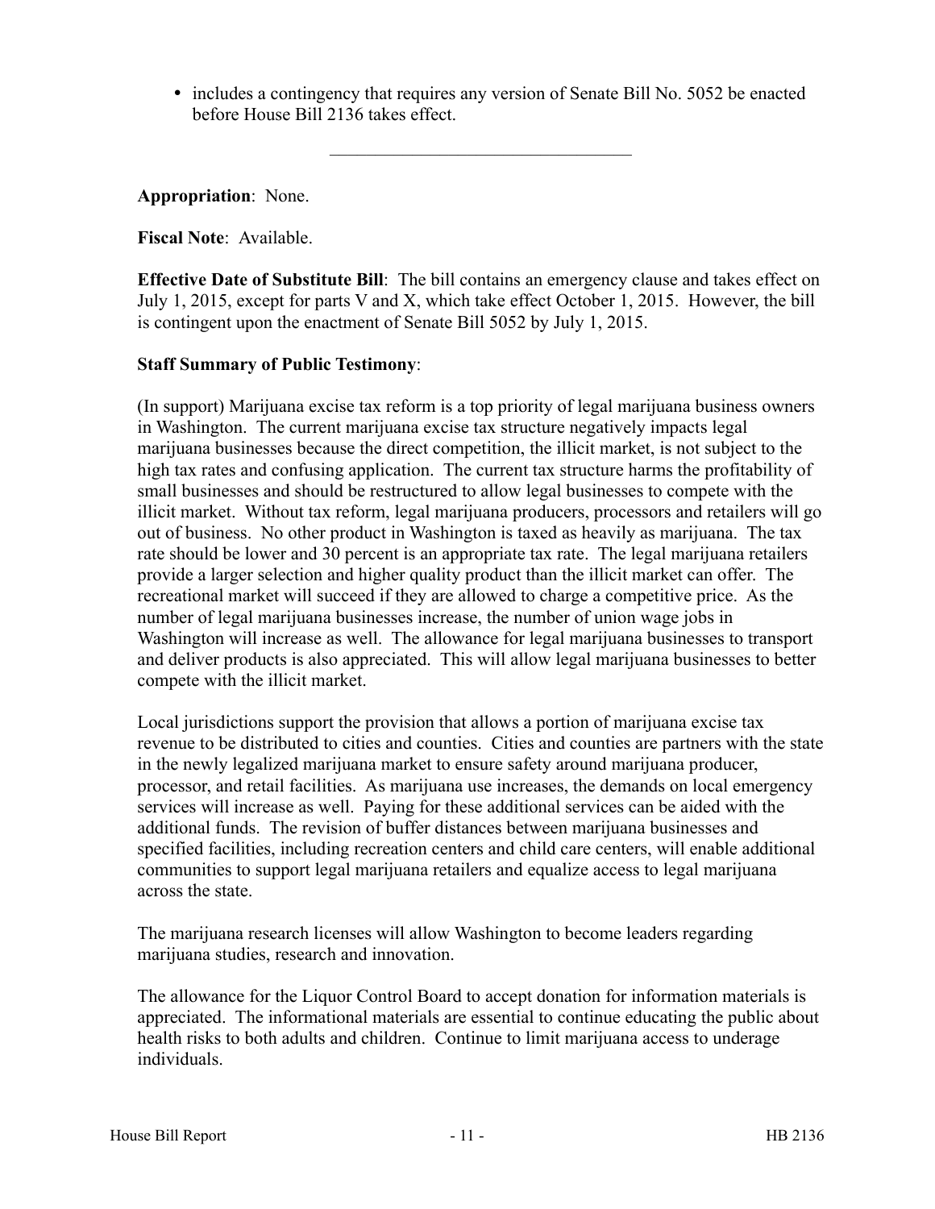- includes a contingency that requires any version of Senate Bill No. 5052 be enacted before House Bill 2136 takes effect.

---

**Appropriation**: None.

**Fiscal Note**: Available.

**Effective Date of Substitute Bill**: The bill contains an emergency clause and takes effect on July 1, 2015, except for parts V and X, which take effect October 1, 2015. However, the bill is contingent upon the enactment of Senate Bill 5052 by July 1, 2015.

**Staff Summary of Public Testimony**:

(In support) Marijuana excise tax reform is a top priority of legal marijuana business owners in Washington. The current marijuana excise tax structure negatively impacts legal marijuana businesses because the direct competition, the illicit market, is not subject to the high tax rates and confusing application. The current tax structure harms the profitability of small businesses and should be restructured to allow legal businesses to compete with the illicit market. Without tax reform, legal marijuana producers, processors and retailers will go out of business. No other product in Washington is taxed as heavily as marijuana. The tax rate should be lower and 30 percent is an appropriate tax rate. The legal marijuana retailers provide a larger selection and higher quality product than the illicit market can offer. The recreational market will succeed if they are allowed to charge a competitive price. As the number of legal marijuana businesses increase, the number of union wage jobs in Washington will increase as well. The allowance for legal marijuana businesses to transport and deliver products is also appreciated. This will allow legal marijuana businesses to better compete with the illicit market.

Local jurisdictions support the provision that allows a portion of marijuana excise tax revenue to be distributed to cities and counties. Cities and counties are partners with the state in the newly legalized marijuana market to ensure safety around marijuana producer, processor, and retail facilities. As marijuana use increases, the demands on local emergency services will increase as well. Paying for these additional services can be aided with the additional funds. The revision of buffer distances between marijuana businesses and specified facilities, including recreation centers and child care centers, will enable additional communities to support legal marijuana retailers and equalize access to legal marijuana across the state.

The marijuana research licenses will allow Washington to become leaders regarding marijuana studies, research and innovation.

The allowance for the Liquor Control Board to accept donation for information materials is appreciated. The informational materials are essential to continue educating the public about health risks to both adults and children. Continue to limit marijuana access to underage individuals.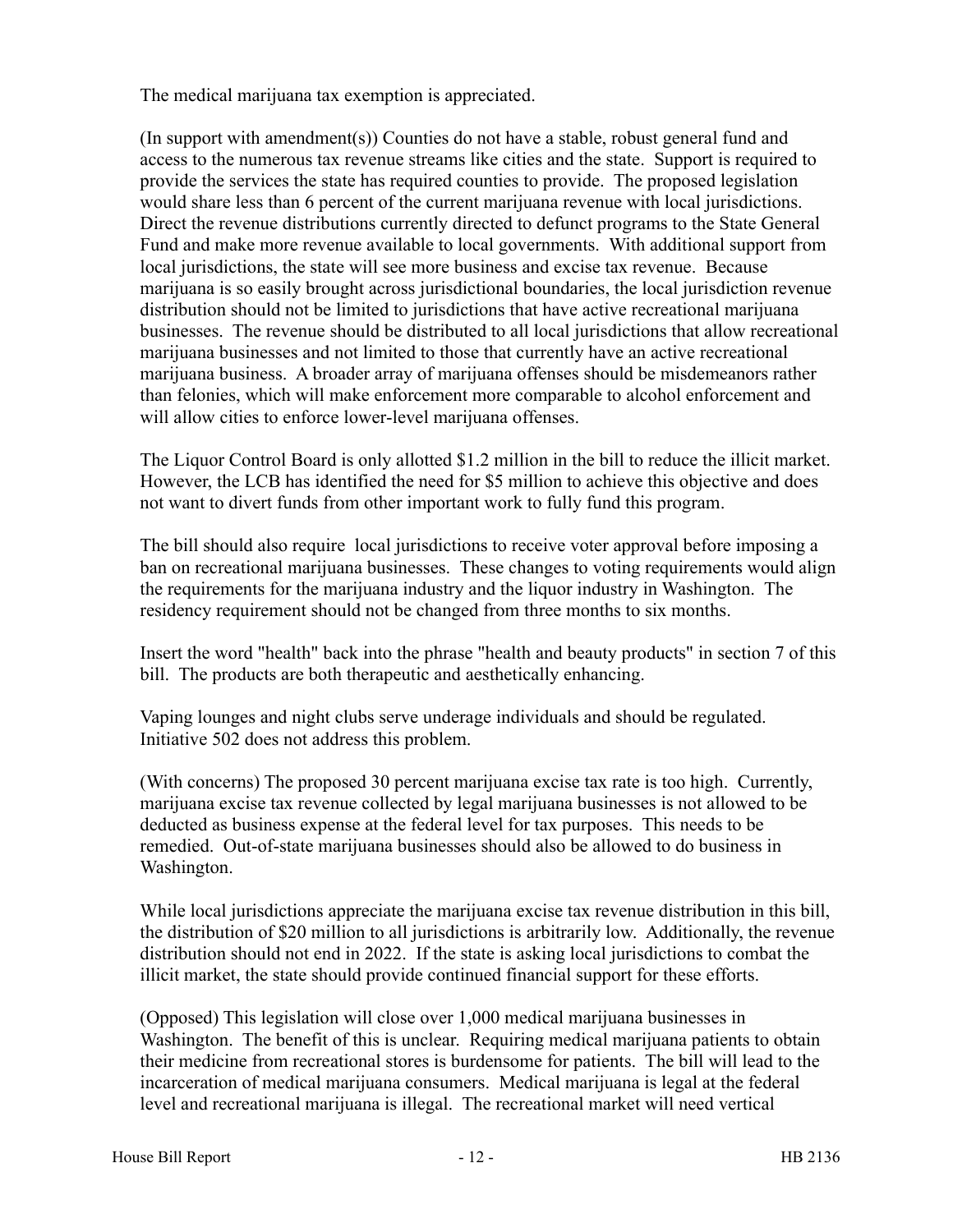The medical marijuana tax exemption is appreciated.

(In support with amendment(s)) Counties do not have a stable, robust general fund and access to the numerous tax revenue streams like cities and the state. Support is required to provide the services the state has required counties to provide. The proposed legislation would share less than 6 percent of the current marijuana revenue with local jurisdictions. Direct the revenue distributions currently directed to defunct programs to the State General Fund and make more revenue available to local governments. With additional support from local jurisdictions, the state will see more business and excise tax revenue. Because marijuana is so easily brought across jurisdictional boundaries, the local jurisdiction revenue distribution should not be limited to jurisdictions that have active recreational marijuana businesses. The revenue should be distributed to all local jurisdictions that allow recreational marijuana businesses and not limited to those that currently have an active recreational marijuana business. A broader array of marijuana offenses should be misdemeanors rather than felonies, which will make enforcement more comparable to alcohol enforcement and will allow cities to enforce lower-level marijuana offenses.

The Liquor Control Board is only allotted $1.2 million in the bill to reduce the illicit market. However, the LCB has identified the need for $5 million to achieve this objective and does not want to divert funds from other important work to fully fund this program.

The bill should also require local jurisdictions to receive voter approval before imposing a ban on recreational marijuana businesses. These changes to voting requirements would align the requirements for the marijuana industry and the liquor industry in Washington. The residency requirement should not be changed from three months to six months.

Insert the word "health" back into the phrase "health and beauty products" in section 7 of this bill. The products are both therapeutic and aesthetically enhancing.

Vaping lounges and night clubs serve underage individuals and should be regulated. Initiative 502 does not address this problem.

(With concerns) The proposed 30 percent marijuana excise tax rate is too high. Currently, marijuana excise tax revenue collected by legal marijuana businesses is not allowed to be deducted as business expense at the federal level for tax purposes. This needs to be remedied. Out-of-state marijuana businesses should also be allowed to do business in Washington.

While local jurisdictions appreciate the marijuana excise tax revenue distribution in this bill, the distribution of $20 million to all jurisdictions is arbitrarily low. Additionally, the revenue distribution should not end in 2022. If the state is asking local jurisdictions to combat the illicit market, the state should provide continued financial support for these efforts.

(Opposed) This legislation will close over 1,000 medical marijuana businesses in Washington. The benefit of this is unclear. Requiring medical marijuana patients to obtain their medicine from recreational stores is burdensome for patients. The bill will lead to the incarceration of medical marijuana consumers. Medical marijuana is legal at the federal level and recreational marijuana is illegal. The recreational market will need vertical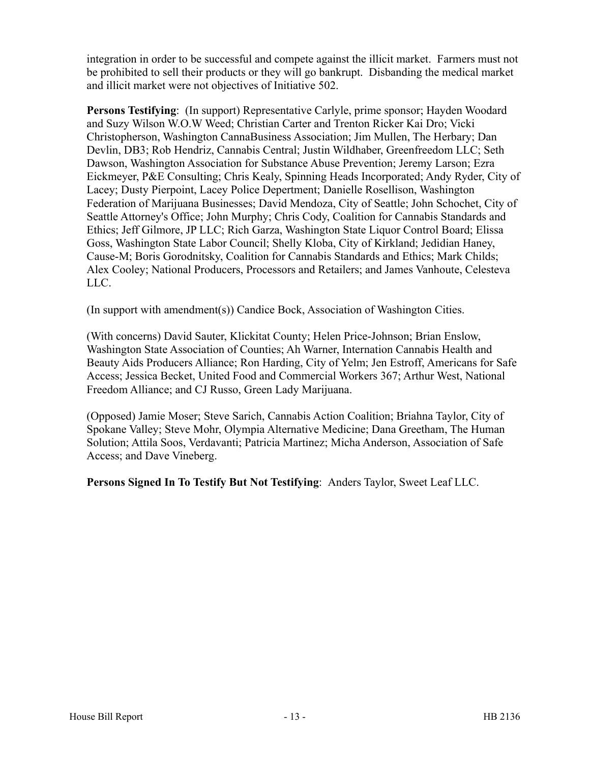integration in order to be successful and compete against the illicit market. Farmers must not be prohibited to sell their products or they will go bankrupt. Disbanding the medical market and illicit market were not objectives of Initiative 502.

**Persons Testifying**: (In support) Representative Carlyle, prime sponsor; Hayden Woodard and Suzy Wilson W.O.W Weed; Christian Carter and Trenton Ricker Kai Dro; Vicki Christopherson, Washington CannaBusiness Association; Jim Mullen, The Herbary; Dan Devlin, DB3; Rob Hendriz, Cannabis Central; Justin Wildhaber, Greenfreedom LLC; Seth Dawson, Washington Association for Substance Abuse Prevention; Jeremy Larson; Ezra Eickmeyer, P&E Consulting; Chris Kealy, Spinning Heads Incorporated; Andy Ryder, City of Lacey; Dusty Pierpoint, Lacey Police Depertment; Danielle Rosellison, Washington Federation of Marijuana Businesses; David Mendoza, City of Seattle; John Schochet, City of Seattle Attorney's Office; John Murphy; Chris Cody, Coalition for Cannabis Standards and Ethics; Jeff Gilmore, JP LLC; Rich Garza, Washington State Liquor Control Board; Elissa Goss, Washington State Labor Council; Shelly Kloba, City of Kirkland; Jedidian Haney, Cause-M; Boris Gorodnitsky, Coalition for Cannabis Standards and Ethics; Mark Childs; Alex Cooley; National Producers, Processors and Retailers; and James Vanhoute, Celesteva LLC.

(In support with amendment(s)) Candice Bock, Association of Washington Cities.

(With concerns) David Sauter, Klickitat County; Helen Price-Johnson; Brian Enslow, Washington State Association of Counties; Ah Warner, Internation Cannabis Health and Beauty Aids Producers Alliance; Ron Harding, City of Yelm; Jen Estroff, Americans for Safe Access; Jessica Becket, United Food and Commercial Workers 367; Arthur West, National Freedom Alliance; and CJ Russo, Green Lady Marijuana.

(Opposed) Jamie Moser; Steve Sarich, Cannabis Action Coalition; Briahna Taylor, City of Spokane Valley; Steve Mohr, Olympia Alternative Medicine; Dana Greetham, The Human Solution; Attila Soos, Verdavanti; Patricia Martinez; Micha Anderson, Association of Safe Access; and Dave Vineberg.

**Persons Signed In To Testify But Not Testifying**: Anders Taylor, Sweet Leaf LLC.